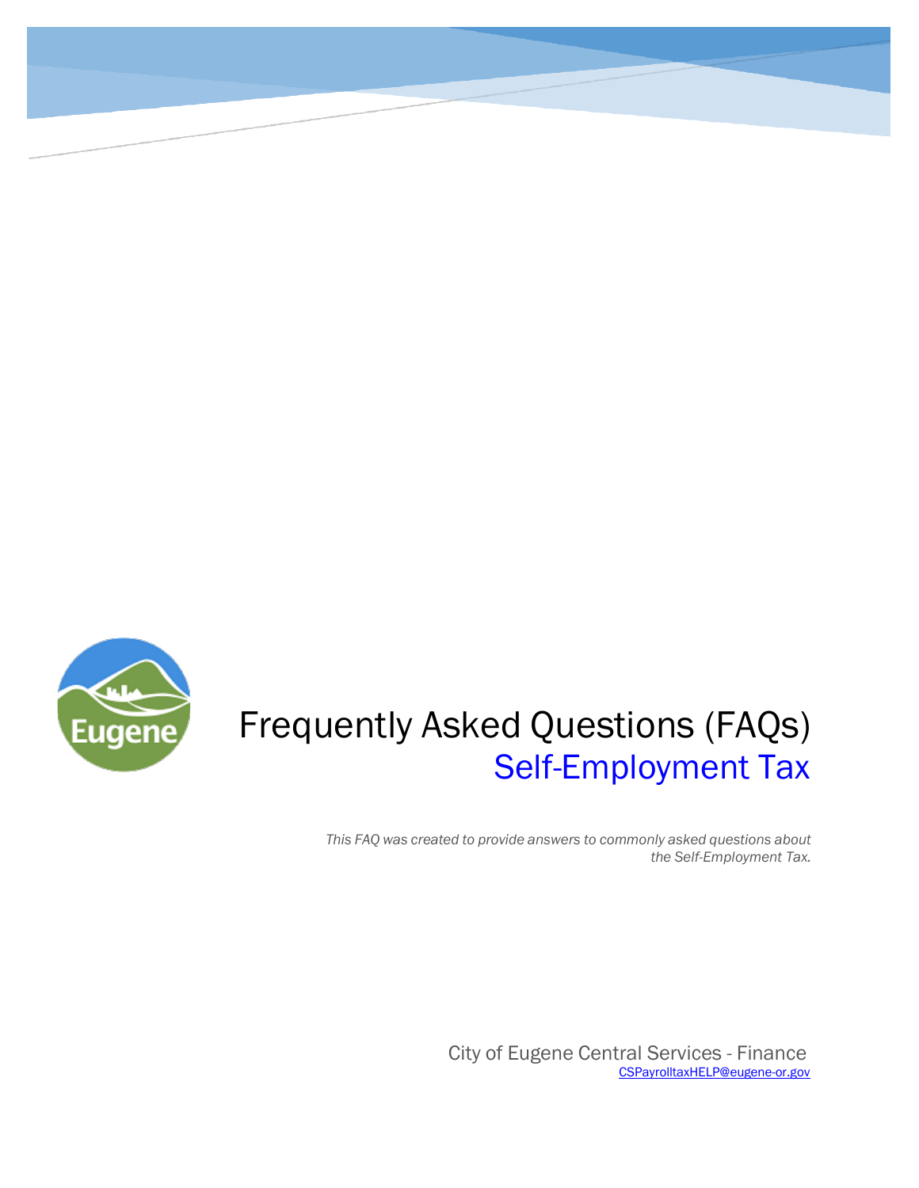# Frequently Asked Questions (FAQs)

## Self-Employment Tax

*This FAQ was created to provide answers to commonly asked questions about the Self-Employment Tax.*

City of Eugene Central Services - Finance

CSPayrolltaxHELP@eugene-or.gov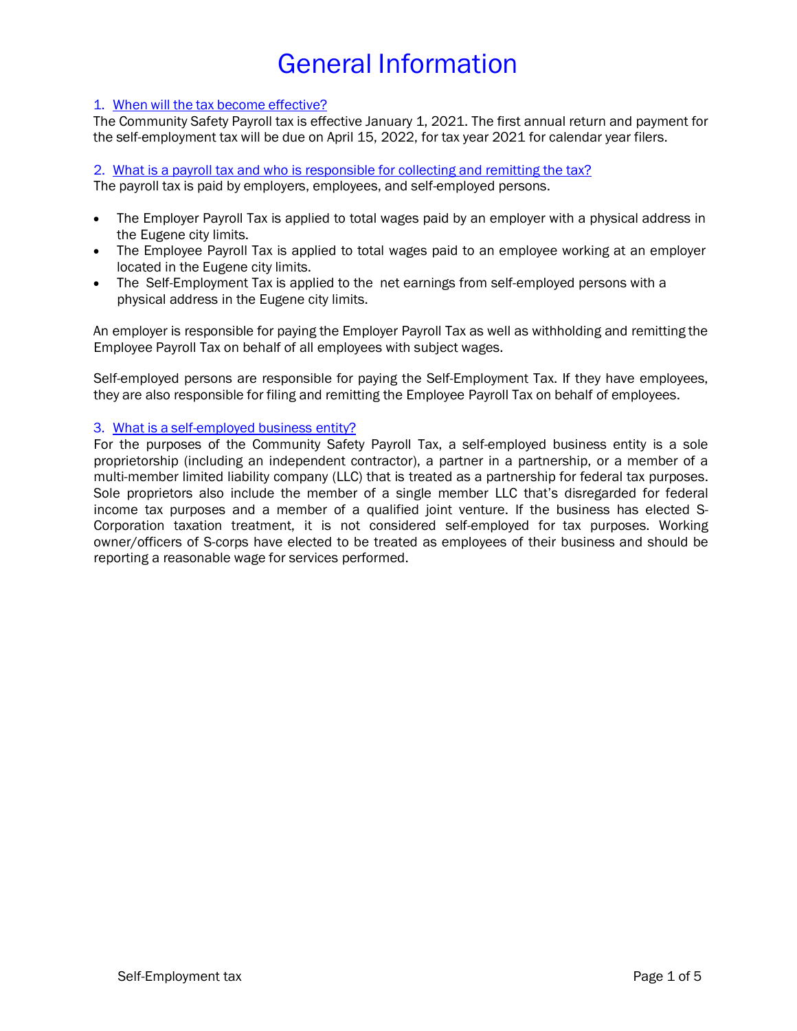# General Information

### 1. When will the tax become effective?

The Community Safety Payroll tax is effective January 1, 2021. The first annual return and payment for the self-employment tax will be due on April 15, 2022, for tax year 2021 for calendar year filers.

### 2. What is a payroll tax and who is responsible for collecting and remitting the tax?

The payroll tax is paid by employers, employees, and self-employed persons.

- The Employer Payroll Tax is applied to total wages paid by an employer with a physical address in the Eugene city limits.
- The Employee Payroll Tax is applied to total wages paid to an employee working at an employer located in the Eugene city limits.
- The Self-Employment Tax is applied to the net earnings from self-employed persons with a physical address in the Eugene city limits.

An employer is responsible for paying the Employer Payroll Tax as well as withholding and remitting the Employee Payroll Tax on behalf of all employees with subject wages.

Self-employed persons are responsible for paying the Self-Employment Tax. If they have employees, they are also responsible for filing and remitting the Employee Payroll Tax on behalf of employees.

### 3. What is a self-employed business entity?

For the purposes of the Community Safety Payroll Tax, a self-employed business entity is a sole proprietorship (including an independent contractor), a partner in a partnership, or a member of a multi-member limited liability company (LLC) that is treated as a partnership for federal tax purposes. Sole proprietors also include the member of a single member LLC that's disregarded for federal income tax purposes and a member of a qualified joint venture. If the business has elected S-Corporation taxation treatment, it is not considered self-employed for tax purposes. Working owner/officers of S-corps have elected to be treated as employees of their business and should be reporting a reasonable wage for services performed.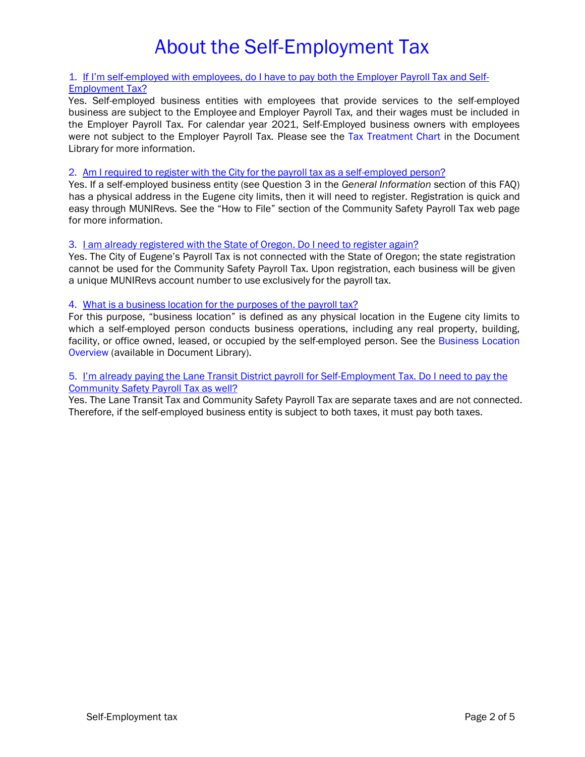# About the Self-Employment Tax

1. If I'm self-employed with employees, do I have to pay both the Employer Payroll Tax and Self-Employment Tax?

Yes. Self-employed business entities with employees that provide services to the self-employed business are subject to the Employee and Employer Payroll Tax, and their wages must be included in the Employer Payroll Tax. For calendar year 2021, Self-Employed business owners with employees were not subject to the Employer Payroll Tax. Please see the Tax Treatment Chart in the Document Library for more information.

2. Am I required to register with the City for the payroll tax as a self-employed person?

Yes. If a self-employed business entity (see Question 3 in the *General Information* section of this FAQ) has a physical address in the Eugene city limits, then it will need to register. Registration is quick and easy through MUNIRevs. See the "How to File" section of the Community Safety Payroll Tax web page for more information.

3. I am already registered with the State of Oregon. Do I need to register again?

Yes. The City of Eugene's Payroll Tax is not connected with the State of Oregon; the state registration cannot be used for the Community Safety Payroll Tax. Upon registration, each business will be given a unique MUNIRevs account number to use exclusively for the payroll tax.

4. What is a business location for the purposes of the payroll tax?

For this purpose, "business location" is defined as any physical location in the Eugene city limits to which a self-employed person conducts business operations, including any real property, building, facility, or office owned, leased, or occupied by the self-employed person. See the Business Location Overview (available in Document Library).

5. I'm already paying the Lane Transit District payroll for Self-Employment Tax. Do I need to pay the Community Safety Payroll Tax as well?

Yes. The Lane Transit Tax and Community Safety Payroll Tax are separate taxes and are not connected. Therefore, if the self-employed business entity is subject to both taxes, it must pay both taxes.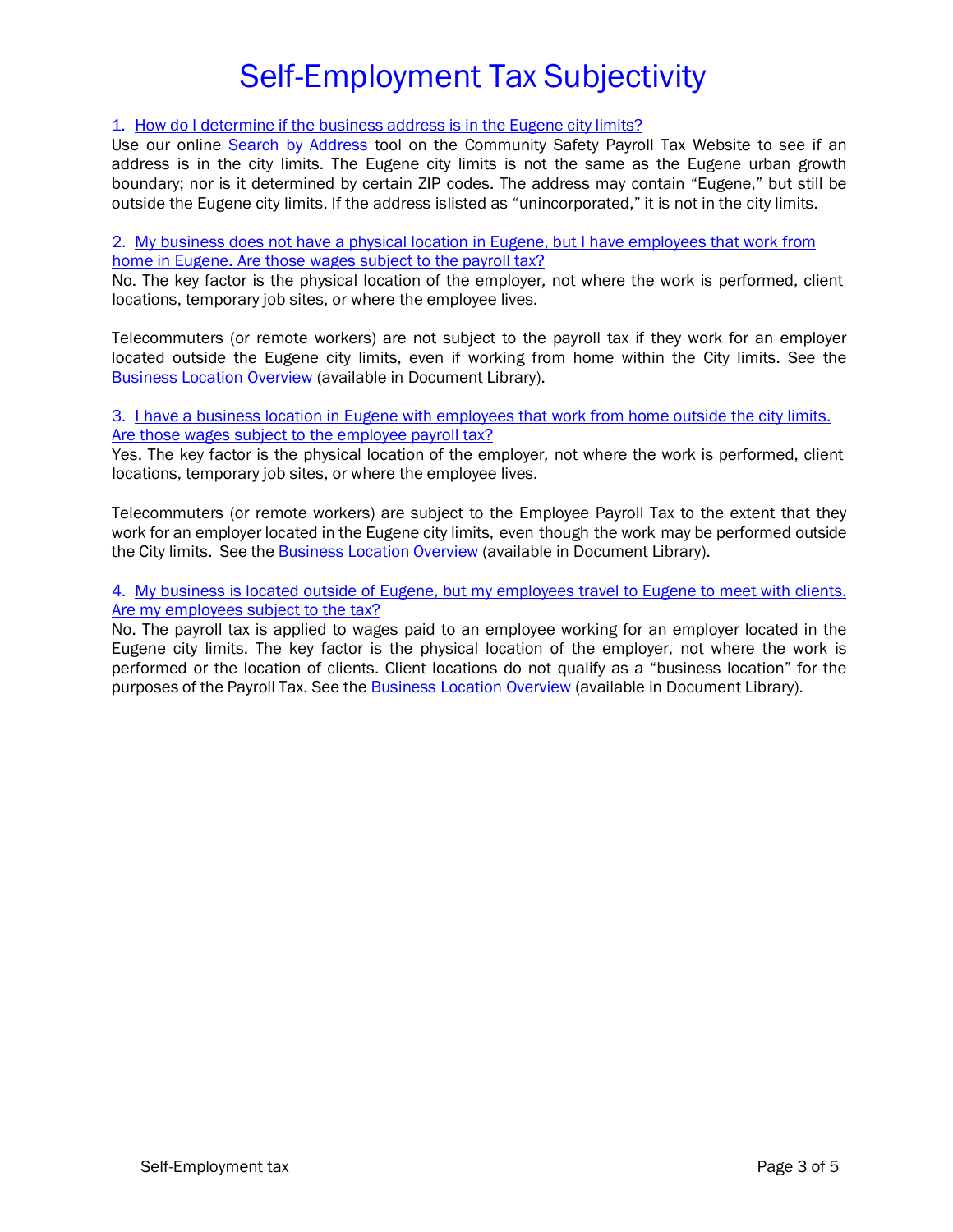# Self-Employment Tax Subjectivity

1. How do I determine if the business address is in the Eugene city limits?

Use our online Search by Address tool on the Community Safety Payroll Tax Website to see if an address is in the city limits. The Eugene city limits is not the same as the Eugene urban growth boundary; nor is it determined by certain ZIP codes. The address may contain "Eugene," but still be outside the Eugene city limits. If the address islisted as "unincorporated," it is not in the city limits.

2. My business does not have a physical location in Eugene, but I have employees that work from home in Eugene. Are those wages subject to the payroll tax?

No. The key factor is the physical location of the employer, not where the work is performed, client locations, temporary job sites, or where the employee lives.

Telecommuters (or remote workers) are not subject to the payroll tax if they work for an employer located outside the Eugene city limits, even if working from home within the City limits. See the Business Location Overview (available in Document Library).

3. I have a business location in Eugene with employees that work from home outside the city limits. Are those wages subject to the employee payroll tax?

Yes. The key factor is the physical location of the employer, not where the work is performed, client locations, temporary job sites, or where the employee lives.

Telecommuters (or remote workers) are subject to the Employee Payroll Tax to the extent that they work for an employer located in the Eugene city limits, even though the work may be performed outside the City limits. See the Business Location Overview (available in Document Library).

4. My business is located outside of Eugene, but my employees travel to Eugene to meet with clients. Are my employees subject to the tax?

No. The payroll tax is applied to wages paid to an employee working for an employer located in the Eugene city limits. The key factor is the physical location of the employer, not where the work is performed or the location of clients. Client locations do not qualify as a "business location" for the purposes of the Payroll Tax. See the Business Location Overview (available in Document Library).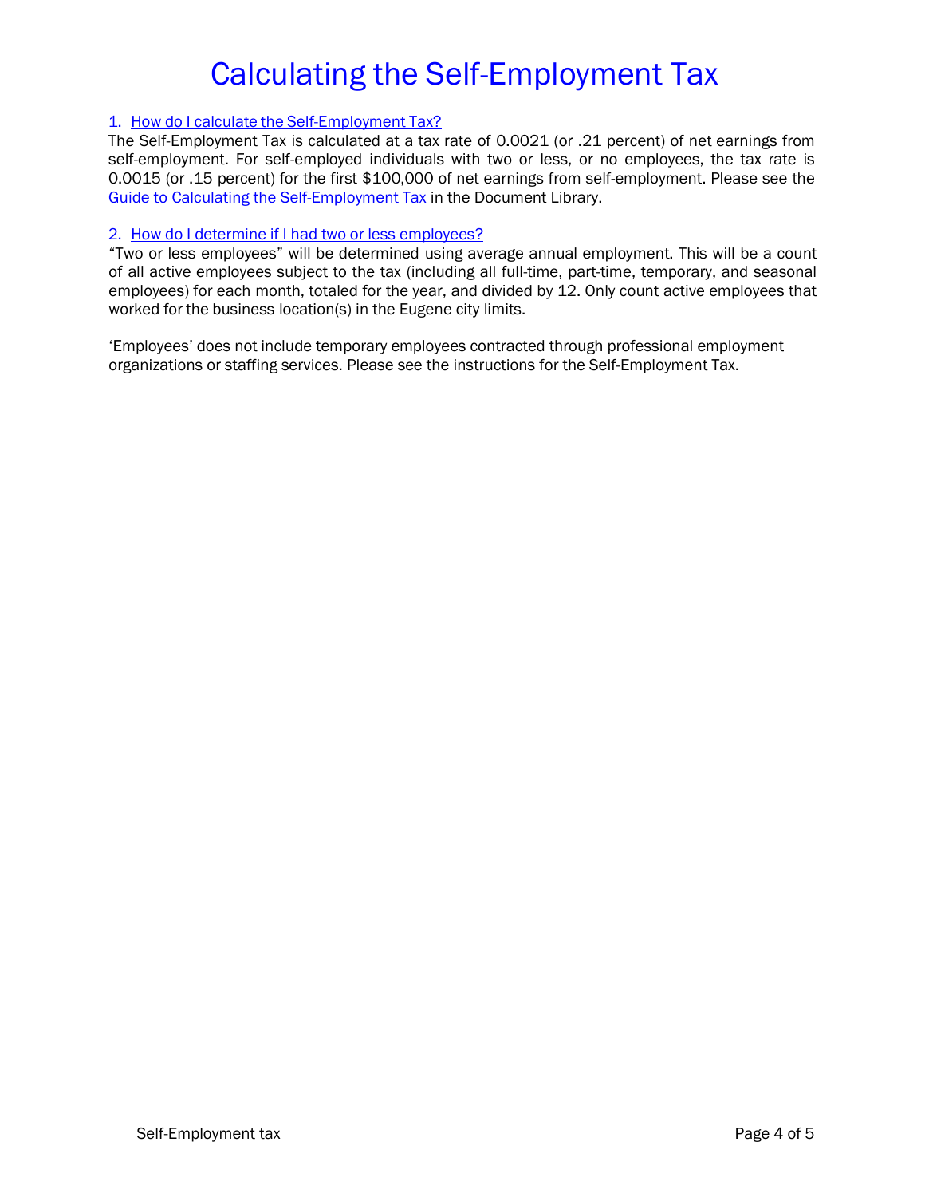# Calculating the Self-Employment Tax

1. How do I calculate the Self-Employment Tax?

The Self-Employment Tax is calculated at a tax rate of 0.0021 (or .21 percent) of net earnings from self-employment. For self-employed individuals with two or less, or no employees, the tax rate is 0.0015 (or .15 percent) for the first $100,000 of net earnings from self-employment. Please see the Guide to Calculating the Self-Employment Tax in the Document Library.

2. How do I determine if I had two or less employees?

"Two or less employees" will be determined using average annual employment. This will be a count of all active employees subject to the tax (including all full-time, part-time, temporary, and seasonal employees) for each month, totaled for the year, and divided by 12. Only count active employees that worked for the business location(s) in the Eugene city limits.

'Employees' does not include temporary employees contracted through professional employment organizations or staffing services. Please see the instructions for the Self-Employment Tax.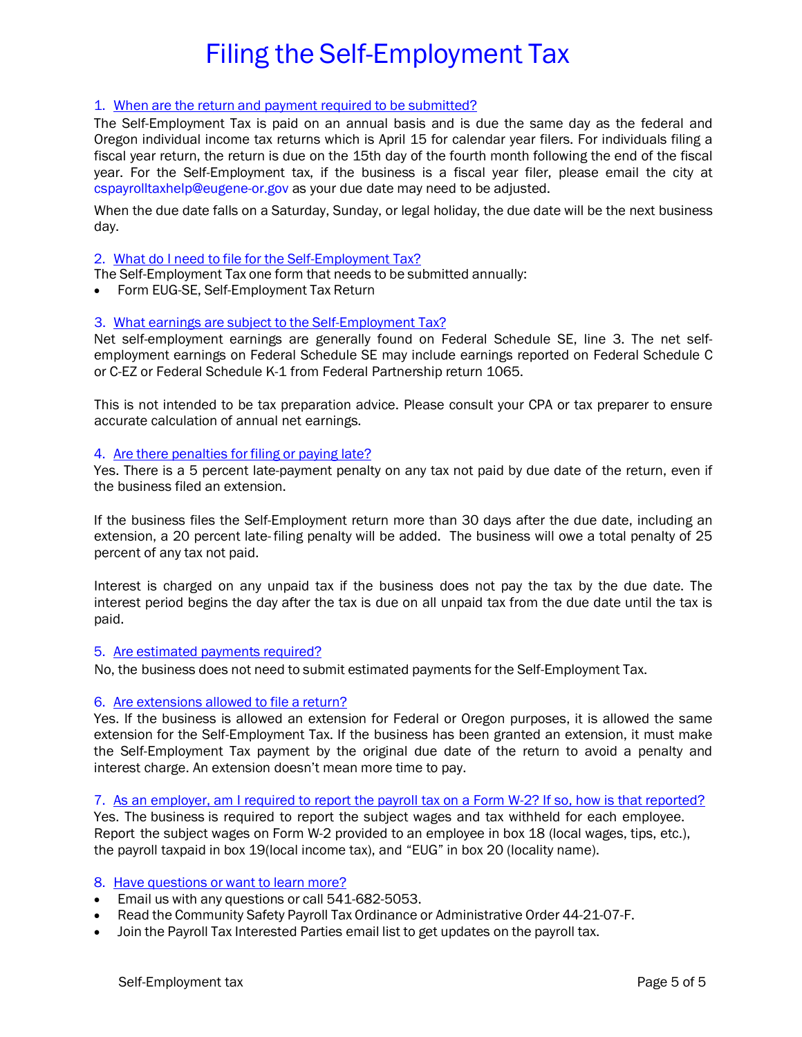# Filing the Self-Employment Tax

## 1. When are the return and payment required to be submitted?

The Self-Employment Tax is paid on an annual basis and is due the same day as the federal and Oregon individual income tax returns which is April 15 for calendar year filers. For individuals filing a fiscal year return, the return is due on the 15th day of the fourth month following the end of the fiscal year. For the Self-Employment tax, if the business is a fiscal year filer, please email the city at cspayrolltaxhelp@eugene-or.gov as your due date may need to be adjusted.

When the due date falls on a Saturday, Sunday, or legal holiday, the due date will be the next business day.

## 2. What do I need to file for the Self-Employment Tax?

The Self-Employment Tax one form that needs to be submitted annually:

- Form EUG-SE, Self-Employment Tax Return

## 3. What earnings are subject to the Self-Employment Tax?

Net self-employment earnings are generally found on Federal Schedule SE, line 3. The net self-employment earnings on Federal Schedule SE may include earnings reported on Federal Schedule C or C-EZ or Federal Schedule K-1 from Federal Partnership return 1065.

This is not intended to be tax preparation advice. Please consult your CPA or tax preparer to ensure accurate calculation of annual net earnings.

## 4. Are there penalties for filing or paying late?

Yes. There is a 5 percent late-payment penalty on any tax not paid by due date of the return, even if the business filed an extension.

If the business files the Self-Employment return more than 30 days after the due date, including an extension, a 20 percent late- filing penalty will be added. The business will owe a total penalty of 25 percent of any tax not paid.

Interest is charged on any unpaid tax if the business does not pay the tax by the due date. The interest period begins the day after the tax is due on all unpaid tax from the due date until the tax is paid.

## 5. Are estimated payments required?

No, the business does not need to submit estimated payments for the Self-Employment Tax.

## 6. Are extensions allowed to file a return?

Yes. If the business is allowed an extension for Federal or Oregon purposes, it is allowed the same extension for the Self-Employment Tax. If the business has been granted an extension, it must make the Self-Employment Tax payment by the original due date of the return to avoid a penalty and interest charge. An extension doesn't mean more time to pay.

## 7. As an employer, am I required to report the payroll tax on a Form W-2? If so, how is that reported?

Yes. The business is required to report the subject wages and tax withheld for each employee. Report the subject wages on Form W-2 provided to an employee in box 18 (local wages, tips, etc.), the payroll taxpaid in box 19(local income tax), and "EUG" in box 20 (locality name).

## 8. Have questions or want to learn more?

- Email us with any questions or call 541-682-5053.
- Read the Community Safety Payroll Tax Ordinance or Administrative Order 44-21-07-F.
- Join the Payroll Tax Interested Parties email list to get updates on the payroll tax.